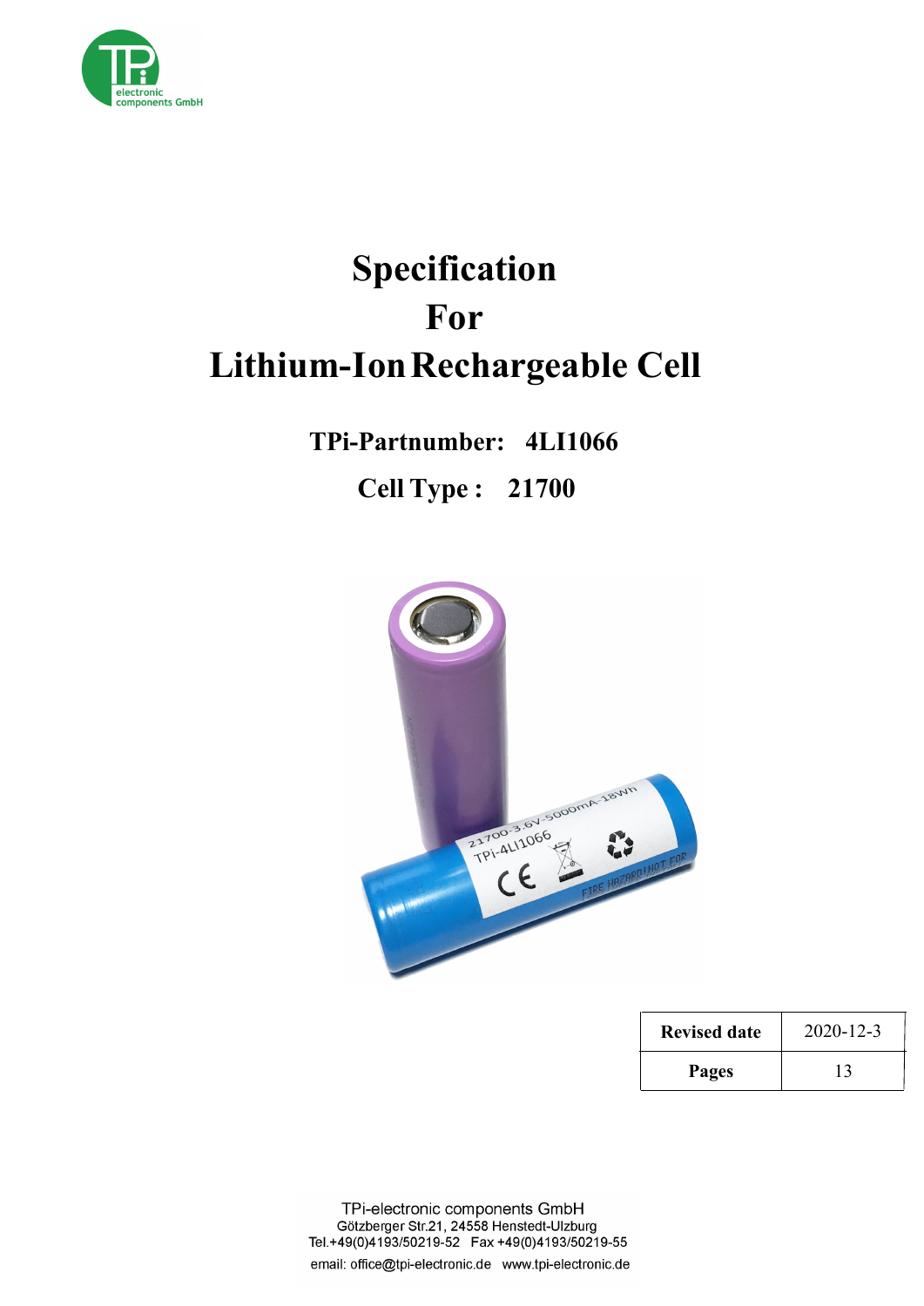# Specification For Lithium-Ion Rechargeable Cell

**TPi-Partnumber: 4LI1066**

**Cell Type : 21700**

| Revised date | 2020-12-3 |
|---|---|
| Pages | 13 |

TPi-electronic components GmbH
Götzberger Str.21, 24558 Henstedt-Ulzburg
Tel.+49(0)4193/50219-52 Fax +49(0)4193/50219-55
email: office@tpi-electronic.de www.tpi-electronic.de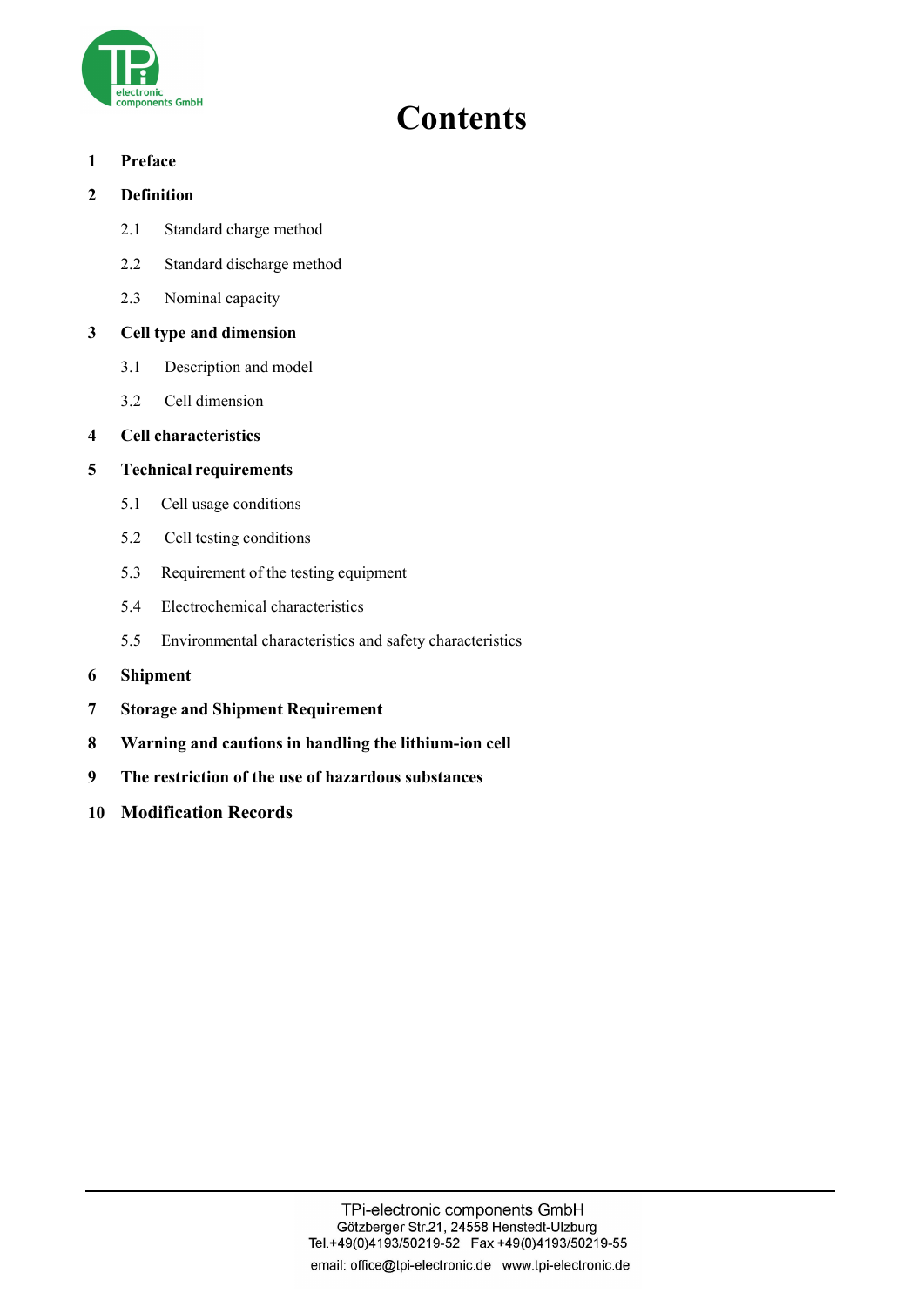# Contents

1 **Preface**

2 **Definition**

- 2.1 Standard charge method
- 2.2 Standard discharge method
- 2.3 Nominal capacity

3 **Cell type and dimension**

- 3.1 Description and model
- 3.2 Cell dimension

4 **Cell characteristics**

5 **Technical requirements**

- 5.1 Cell usage conditions
- 5.2 Cell testing conditions
- 5.3 Requirement of the testing equipment
- 5.4 Electrochemical characteristics
- 5.5 Environmental characteristics and safety characteristics

6 **Shipment**

7 **Storage and Shipment Requirement**

8 **Warning and cautions in handling the lithium-ion cell**

9 **The restriction of the use of hazardous substances**

10 **Modification Records**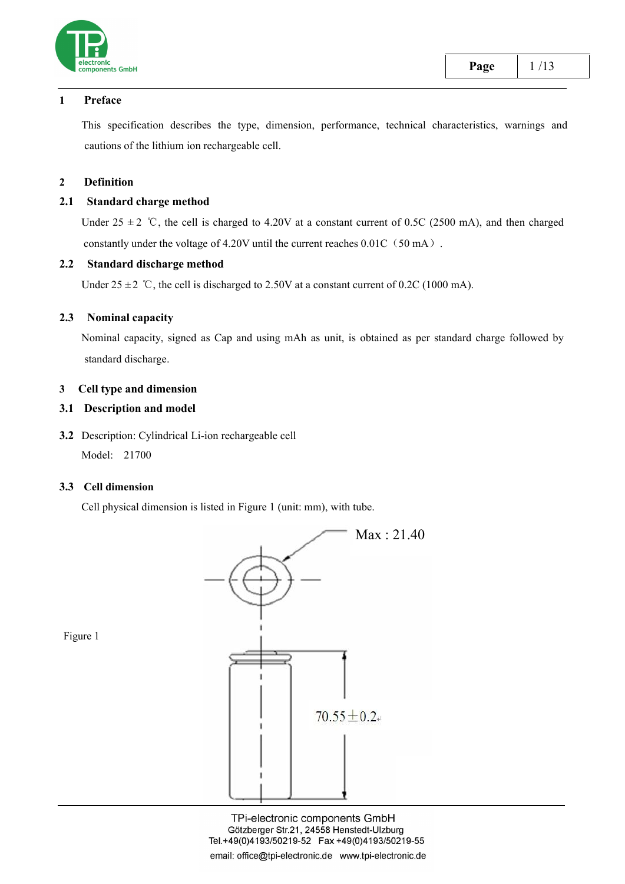## 1 Preface

This specification describes the type, dimension, performance, technical characteristics, warnings and cautions of the lithium ion rechargeable cell.

## 2 Definition

### 2.1 Standard charge method

Under 25 ±2 ℃, the cell is charged to 4.20V at a constant current of 0.5C (2500 mA), and then charged constantly under the voltage of 4.20V until the current reaches 0.01C（50 mA）.

### 2.2 Standard discharge method

Under 25 ±2 ℃, the cell is discharged to 2.50V at a constant current of 0.2C (1000 mA).

### 2.3 Nominal capacity

Nominal capacity, signed as Cap and using mAh as unit, is obtained as per standard charge followed by standard discharge.

## 3 Cell type and dimension

### 3.1 Description and model

**3.2** Description: Cylindrical Li-ion rechargeable cell

Model: 21700

### 3.3 Cell dimension

Cell physical dimension is listed in Figure 1 (unit: mm), with tube.

Max : 21.40

70.55±0.2

Figure 1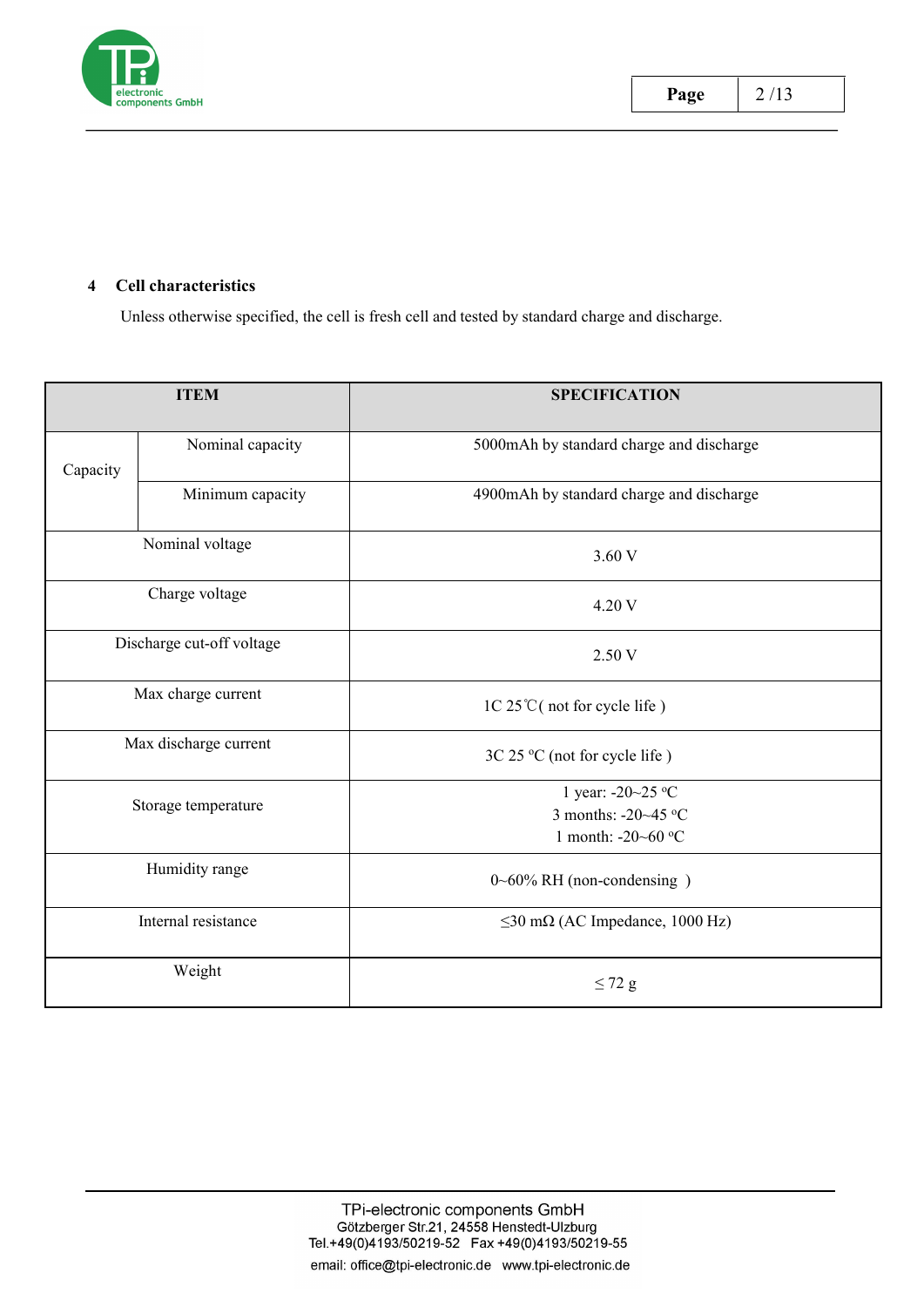## 4 Cell characteristics

Unless otherwise specified, the cell is fresh cell and tested by standard charge and discharge.

| ITEM | | SPECIFICATION |
|---|---|---|
| Capacity | Nominal capacity | 5000mAh by standard charge and discharge |
| | Minimum capacity | 4900mAh by standard charge and discharge |
| Nominal voltage | | 3.60 V |
| Charge voltage | | 4.20 V |
| Discharge cut-off voltage | | 2.50 V |
| Max charge current | | 1C 25℃( not for cycle life ) |
| Max discharge current | | 3C 25 °C (not for cycle life ) |
| Storage temperature | | 1 year: -20~25 °C<br>3 months: -20~45 °C<br>1 month: -20~60 °C |
| Humidity range | | 0~60% RH (non-condensing ) |
| Internal resistance | | ≤30 mΩ (AC Impedance, 1000 Hz) |
| Weight | | ≤ 72 g |

TPi-electronic components GmbH
Götzberger Str.21, 24558 Henstedt-Ulzburg
Tel.+49(0)4193/50219-52 Fax +49(0)4193/50219-55
email: office@tpi-electronic.de www.tpi-electronic.de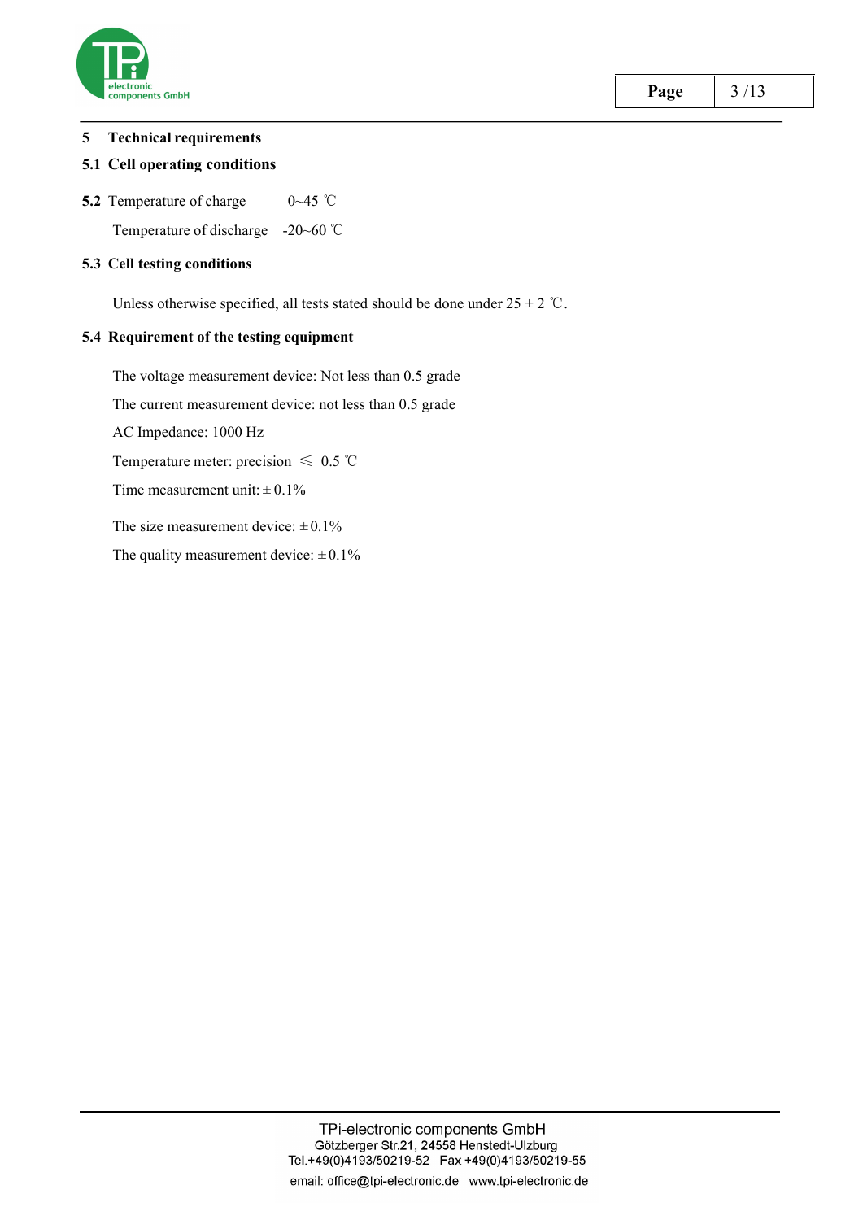# 5 Technical requirements

## 5.1 Cell operating conditions

**5.2** Temperature of charge 0~45 ℃

Temperature of discharge -20~60 ℃

## 5.3 Cell testing conditions

Unless otherwise specified, all tests stated should be done under 25 ± 2 ℃.

## 5.4 Requirement of the testing equipment

The voltage measurement device: Not less than 0.5 grade

The current measurement device: not less than 0.5 grade

AC Impedance: 1000 Hz

Temperature meter: precision ≤ 0.5 ℃

Time measurement unit: ± 0.1%

The size measurement device: ± 0.1%

The quality measurement device: ± 0.1%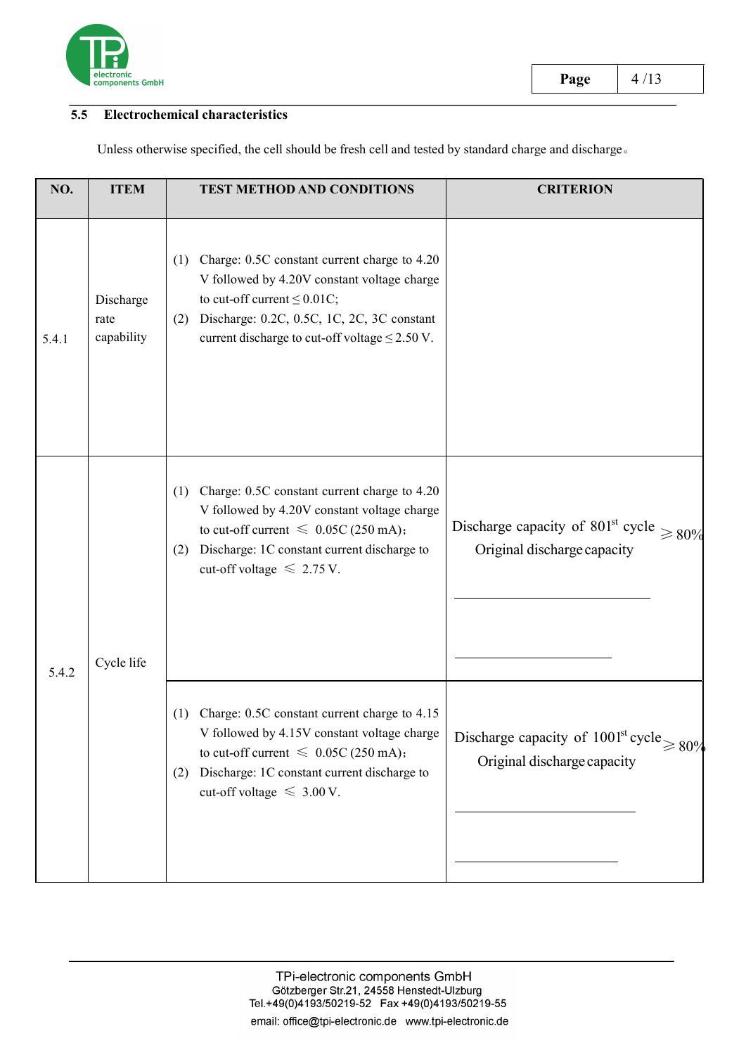## 5.5 Electrochemical characteristics

Unless otherwise specified, the cell should be fresh cell and tested by standard charge and discharge。

| NO. | ITEM | TEST METHOD AND CONDITIONS | CRITERION |
|---|---|---|---|
| 5.4.1 | Discharge rate capability | (1) Charge: 0.5C constant current charge to 4.20 V followed by 4.20V constant voltage charge to cut-off current ≤ 0.01C;<br>(2) Discharge: 0.2C, 0.5C, 1C, 2C, 3C constant current discharge to cut-off voltage ≤ 2.50 V. | |
| 5.4.2 | Cycle life | (1) Charge: 0.5C constant current charge to 4.20 V followed by 4.20V constant voltage charge to cut-off current ⩽ 0.05C (250 mA);<br>(2) Discharge: 1C constant current discharge to cut-off voltage ⩽ 2.75 V. | $\frac{\text{Discharge capacity of } 801^{st} \text{ cycle}}{\text{Original discharge capacity}} \geqslant 80\%$ |
| | | (1) Charge: 0.5C constant current charge to 4.15 V followed by 4.15V constant voltage charge to cut-off current ⩽ 0.05C (250 mA);<br>(2) Discharge: 1C constant current discharge to cut-off voltage ⩽ 3.00 V. | $\frac{\text{Discharge capacity of } 1001^{st} \text{ cycle}}{\text{Original discharge capacity}} \geqslant 80\%$ |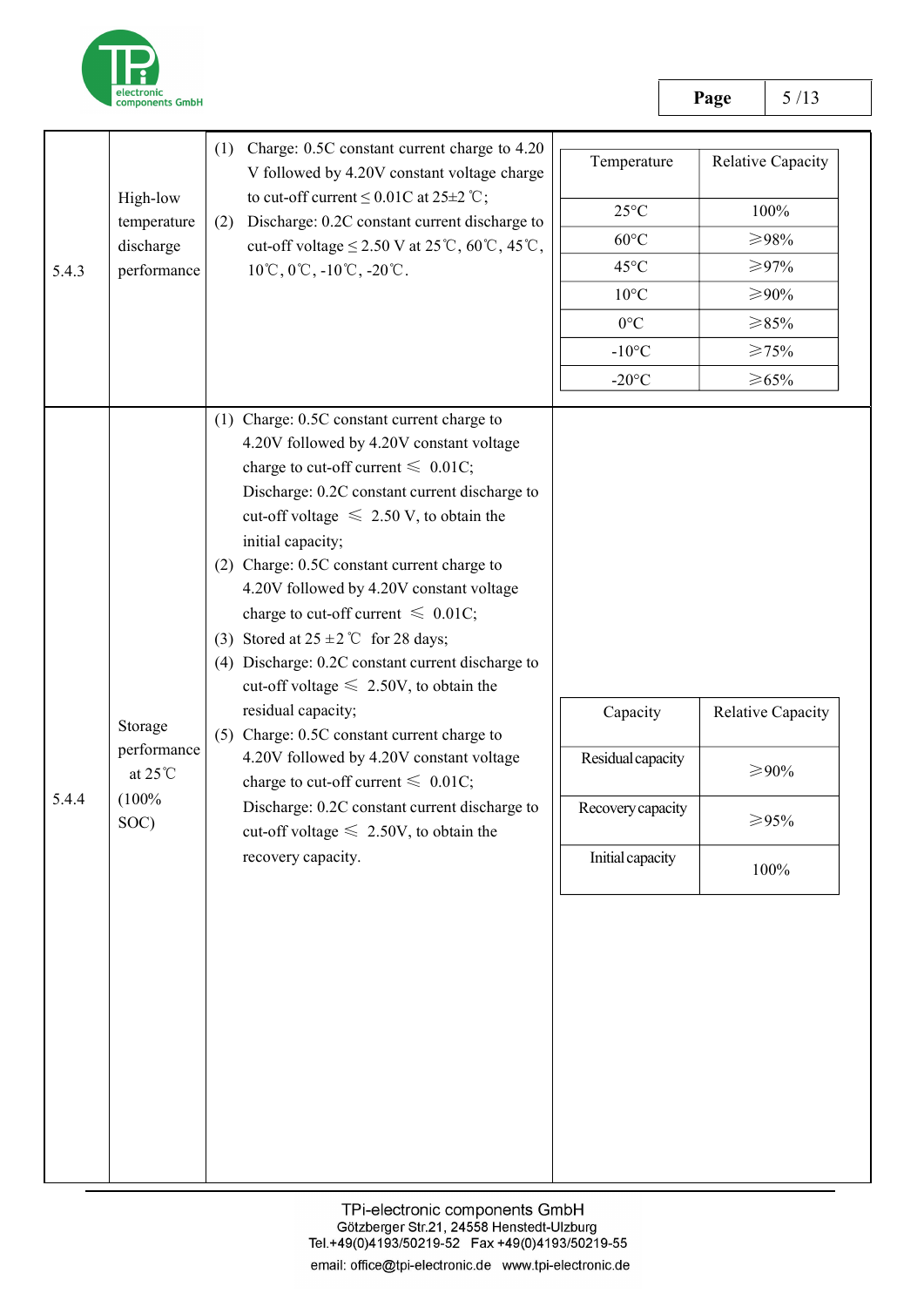| 5.4.3 | High-low temperature discharge performance | (1) Charge: 0.5C constant current charge to 4.20 V followed by 4.20V constant voltage charge to cut-off current ≤ 0.01C at 25±2 ℃;<br>(2) Discharge: 0.2C constant current discharge to cut-off voltage ≤ 2.50 V at 25℃, 60℃, 45℃, 10℃, 0℃, -10℃, -20℃. | <table><tr><th>Temperature</th><th>Relative Capacity</th></tr><tr><td>25°C</td><td>100%</td></tr><tr><td>60°C</td><td>⩾98%</td></tr><tr><td>45°C</td><td>⩾97%</td></tr><tr><td>10°C</td><td>⩾90%</td></tr><tr><td>0°C</td><td>⩾85%</td></tr><tr><td>-10°C</td><td>⩾75%</td></tr><tr><td>-20°C</td><td>⩾65%</td></tr></table> |
|---|---|---|---|
| 5.4.4 | Storage performance at 25℃ (100% SOC) | (1) Charge: 0.5C constant current charge to 4.20V followed by 4.20V constant voltage charge to cut-off current ⩽ 0.01C; Discharge: 0.2C constant current discharge to cut-off voltage ⩽ 2.50 V, to obtain the initial capacity;<br>(2) Charge: 0.5C constant current charge to 4.20V followed by 4.20V constant voltage charge to cut-off current ⩽ 0.01C;<br>(3) Stored at 25 ±2 ℃ for 28 days;<br>(4) Discharge: 0.2C constant current discharge to cut-off voltage ⩽ 2.50V, to obtain the residual capacity;<br>(5) Charge: 0.5C constant current charge to 4.20V followed by 4.20V constant voltage charge to cut-off current ⩽ 0.01C; Discharge: 0.2C constant current discharge to cut-off voltage ⩽ 2.50V, to obtain the recovery capacity. | <table><tr><th>Capacity</th><th>Relative Capacity</th></tr><tr><td>Residual capacity</td><td>⩾90%</td></tr><tr><td>Recovery capacity</td><td>⩾95%</td></tr><tr><td>Initial capacity</td><td>100%</td></tr></table> |

TPi-electronic components GmbH
Götzberger Str.21, 24558 Henstedt-Ulzburg
Tel.+49(0)4193/50219-52 Fax +49(0)4193/50219-55
email: office@tpi-electronic.de www.tpi-electronic.de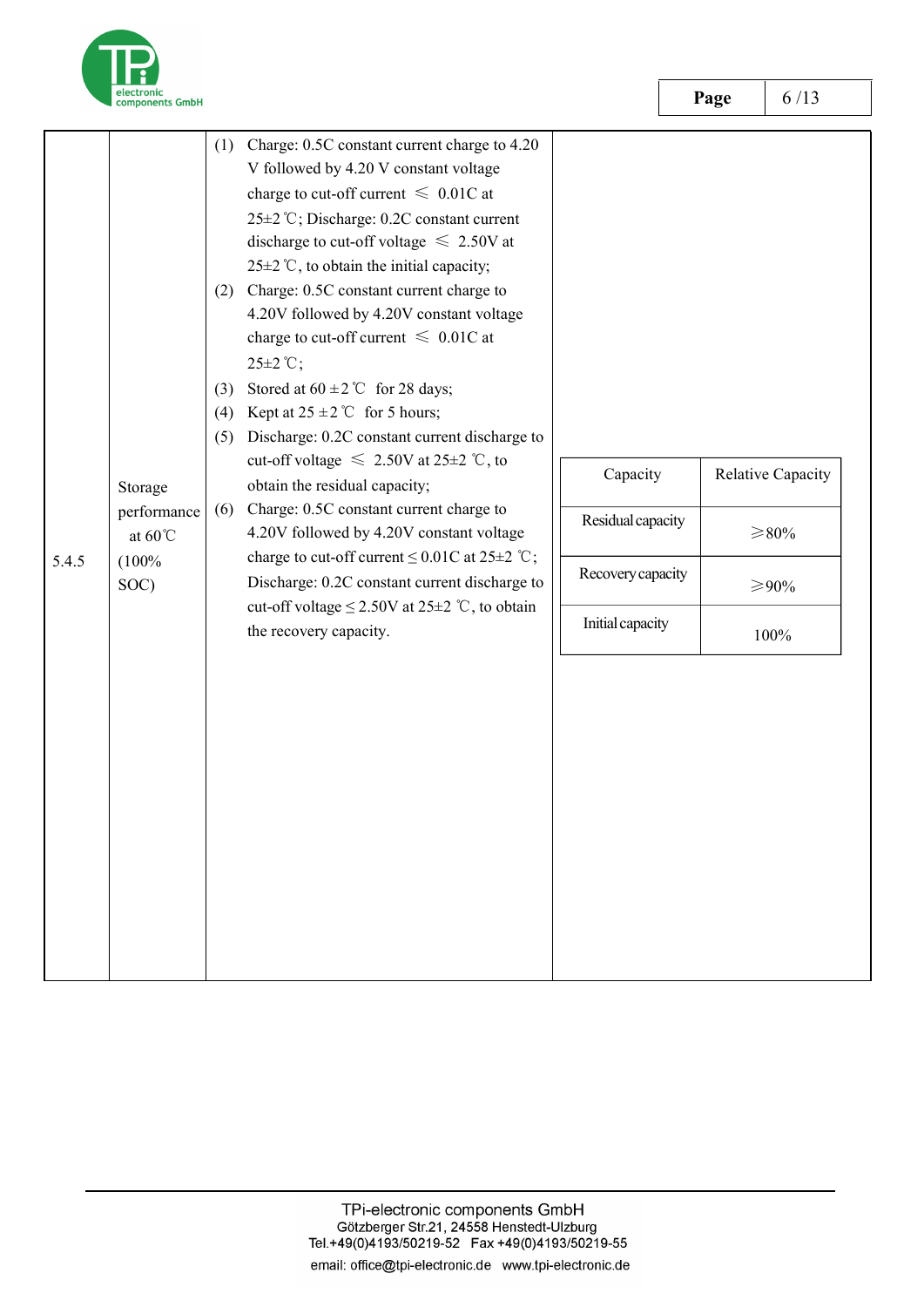| | | | |
|---|---|---|---|
| 5.4.5 | Storage performance at 60℃ (100% SOC) | (1) Charge: 0.5C constant current charge to 4.20 V followed by 4.20 V constant voltage charge to cut-off current ≤ 0.01C at 25±2℃; Discharge: 0.2C constant current discharge to cut-off voltage ≤ 2.50V at 25±2℃, to obtain the initial capacity;<br>(2) Charge: 0.5C constant current charge to 4.20V followed by 4.20V constant voltage charge to cut-off current ≤ 0.01C at 25±2℃;<br>(3) Stored at 60 ±2℃ for 28 days;<br>(4) Kept at 25 ±2℃ for 5 hours;<br>(5) Discharge: 0.2C constant current discharge to cut-off voltage ≤ 2.50V at 25±2 ℃, to obtain the residual capacity;<br>(6) Charge: 0.5C constant current charge to 4.20V followed by 4.20V constant voltage charge to cut-off current ≤ 0.01C at 25±2 ℃; Discharge: 0.2C constant current discharge to cut-off voltage ≤ 2.50V at 25±2 ℃, to obtain the recovery capacity. | Capacity / Relative Capacity:<br>Residual capacity: ≥80%<br>Recovery capacity: ≥90%<br>Initial capacity: 100% |

| Capacity | Relative Capacity |
|---|---|
| Residual capacity | ≥80% |
| Recovery capacity | ≥90% |
| Initial capacity | 100% |

TPi-electronic components GmbH
Götzberger Str.21, 24558 Henstedt-Ulzburg
Tel.+49(0)4193/50219-52 Fax +49(0)4193/50219-55
email: office@tpi-electronic.de www.tpi-electronic.de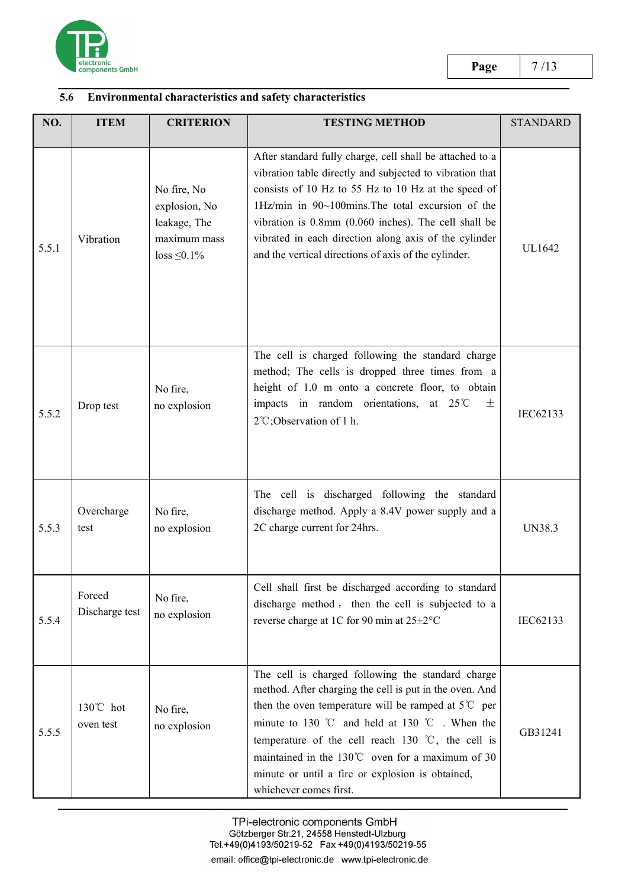## 5.6 Environmental characteristics and safety characteristics

| NO. | ITEM | CRITERION | TESTING METHOD | STANDARD |
|---|---|---|---|---|
| 5.5.1 | Vibration | No fire, No explosion, No leakage, The maximum mass loss ≤0.1% | After standard fully charge, cell shall be attached to a vibration table directly and subjected to vibration that consists of 10 Hz to 55 Hz to 10 Hz at the speed of 1Hz/min in 90~100mins.The total excursion of the vibration is 0.8mm (0.060 inches). The cell shall be vibrated in each direction along axis of the cylinder and the vertical directions of axis of the cylinder. | UL1642 |
| 5.5.2 | Drop test | No fire, no explosion | The cell is charged following the standard charge method; The cells is dropped three times from a height of 1.0 m onto a concrete floor, to obtain impacts in random orientations, at 25℃ ± 2℃;Observation of 1 h. | IEC62133 |
| 5.5.3 | Overcharge test | No fire, no explosion | The cell is discharged following the standard discharge method. Apply a 8.4V power supply and a 2C charge current for 24hrs. | UN38.3 |
| 5.5.4 | Forced Discharge test | No fire, no explosion | Cell shall first be discharged according to standard discharge method， then the cell is subjected to a reverse charge at 1C for 90 min at 25±2°C | IEC62133 |
| 5.5.5 | 130℃ hot oven test | No fire, no explosion | The cell is charged following the standard charge method. After charging the cell is put in the oven. And then the oven temperature will be ramped at 5℃ per minute to 130 ℃ and held at 130 ℃ . When the temperature of the cell reach 130 ℃, the cell is maintained in the 130℃ oven for a maximum of 30 minute or until a fire or explosion is obtained, whichever comes first. | GB31241 |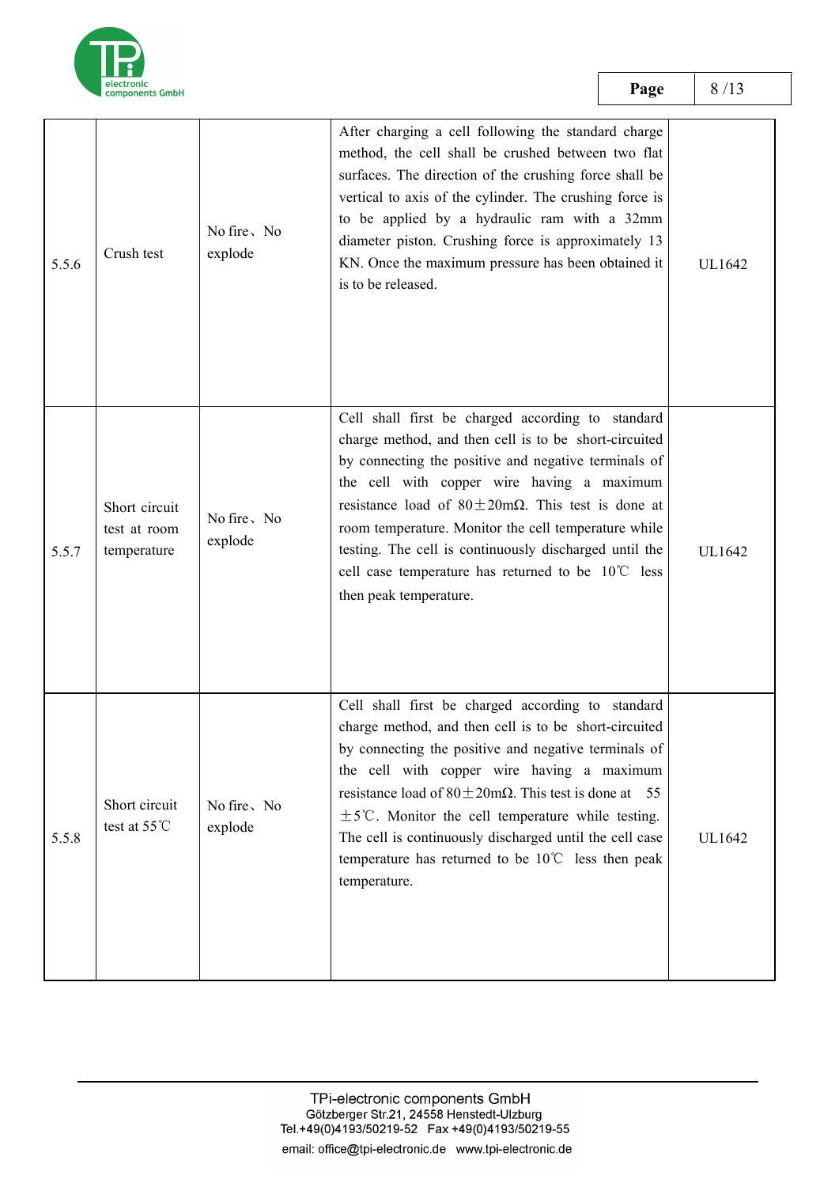| 5.5.6 | Crush test | No fire、No explode | After charging a cell following the standard charge method, the cell shall be crushed between two flat surfaces. The direction of the crushing force shall be vertical to axis of the cylinder. The crushing force is to be applied by a hydraulic ram with a 32mm diameter piston. Crushing force is approximately 13 KN. Once the maximum pressure has been obtained it is to be released. | UL1642 |
|---|---|---|---|---|
| 5.5.7 | Short circuit test at room temperature | No fire、No explode | Cell shall first be charged according to standard charge method, and then cell is to be short-circuited by connecting the positive and negative terminals of the cell with copper wire having a maximum resistance load of 80±20mΩ. This test is done at room temperature. Monitor the cell temperature while testing. The cell is continuously discharged until the cell case temperature has returned to be 10℃ less then peak temperature. | UL1642 |
| 5.5.8 | Short circuit test at 55℃ | No fire、No explode | Cell shall first be charged according to standard charge method, and then cell is to be short-circuited by connecting the positive and negative terminals of the cell with copper wire having a maximum resistance load of 80±20mΩ. This test is done at 55 ±5℃. Monitor the cell temperature while testing. The cell is continuously discharged until the cell case temperature has returned to be 10℃ less then peak temperature. | UL1642 |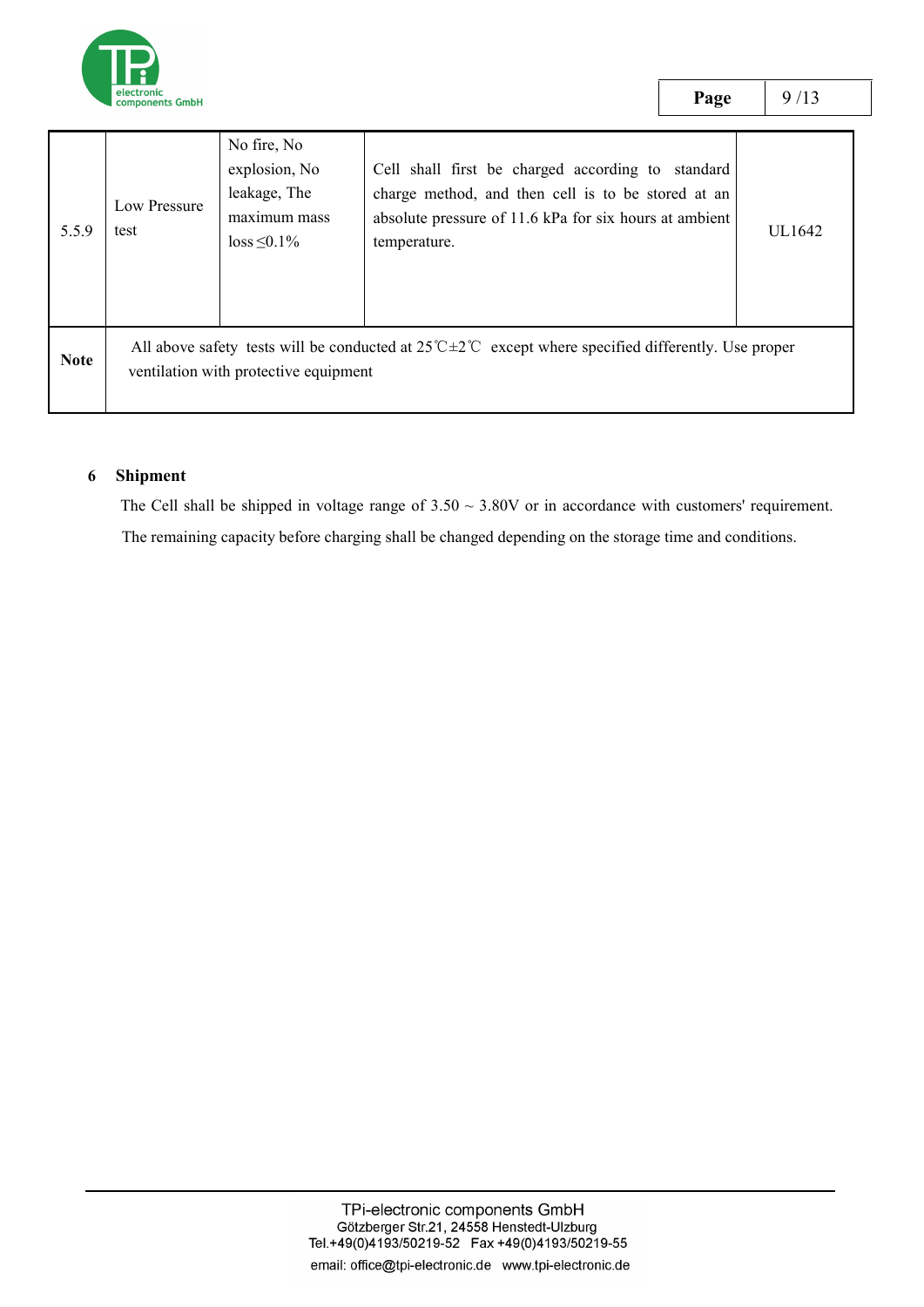| 5.5.9 | Low Pressure test | No fire, No explosion, No leakage, The maximum mass loss ≤0.1% | Cell shall first be charged according to standard charge method, and then cell is to be stored at an absolute pressure of 11.6 kPa for six hours at ambient temperature. | UL1642 |
|---|---|---|---|---|
| **Note** | All above safety tests will be conducted at 25℃±2℃ except where specified differently. Use proper ventilation with protective equipment | | | |

## 6 Shipment

The Cell shall be shipped in voltage range of 3.50 ~ 3.80V or in accordance with customers' requirement. The remaining capacity before charging shall be changed depending on the storage time and conditions.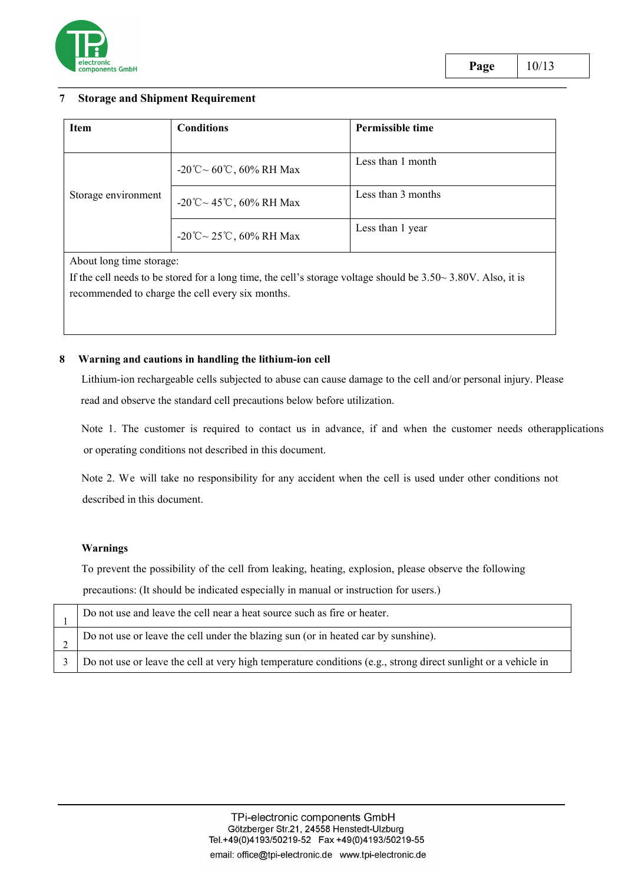## 7 Storage and Shipment Requirement

| Item | Conditions | Permissible time |
|---|---|---|
| Storage environment | -20℃~ 60℃, 60% RH Max | Less than 1 month |
| | -20℃~ 45℃, 60% RH Max | Less than 3 months |
| | -20℃~ 25℃, 60% RH Max | Less than 1 year |
| About long time storage:<br>If the cell needs to be stored for a long time, the cell's storage voltage should be 3.50~ 3.80V. Also, it is recommended to charge the cell every six months. | | |

## 8 Warning and cautions in handling the lithium-ion cell

Lithium-ion rechargeable cells subjected to abuse can cause damage to the cell and/or personal injury. Please read and observe the standard cell precautions below before utilization.

Note 1. The customer is required to contact us in advance, if and when the customer needs otherapplications or operating conditions not described in this document.

Note 2. We will take no responsibility for any accident when the cell is used under other conditions not described in this document.

**Warnings**

To prevent the possibility of the cell from leaking, heating, explosion, please observe the following precautions: (It should be indicated especially in manual or instruction for users.)

| | |
|---|---|
| 1 | Do not use and leave the cell near a heat source such as fire or heater. |
| 2 | Do not use or leave the cell under the blazing sun (or in heated car by sunshine). |
| 3 | Do not use or leave the cell at very high temperature conditions (e.g., strong direct sunlight or a vehicle in |

TPi-electronic components GmbH
Götzberger Str.21, 24558 Henstedt-Ulzburg
Tel.+49(0)4193/50219-52 Fax +49(0)4193/50219-55
email: office@tpi-electronic.de www.tpi-electronic.de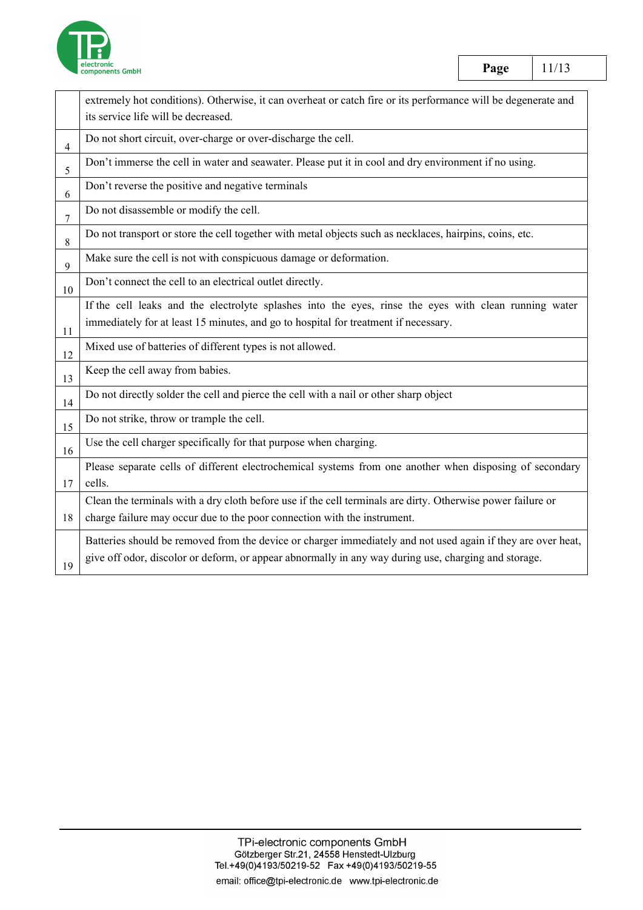| | |
|---|---|
| | extremely hot conditions). Otherwise, it can overheat or catch fire or its performance will be degenerate and its service life will be decreased. |
| 4 | Do not short circuit, over-charge or over-discharge the cell. |
| 5 | Don't immerse the cell in water and seawater. Please put it in cool and dry environment if no using. |
| 6 | Don't reverse the positive and negative terminals |
| 7 | Do not disassemble or modify the cell. |
| 8 | Do not transport or store the cell together with metal objects such as necklaces, hairpins, coins, etc. |
| 9 | Make sure the cell is not with conspicuous damage or deformation. |
| 10 | Don't connect the cell to an electrical outlet directly. |
| 11 | If the cell leaks and the electrolyte splashes into the eyes, rinse the eyes with clean running water immediately for at least 15 minutes, and go to hospital for treatment if necessary. |
| 12 | Mixed use of batteries of different types is not allowed. |
| 13 | Keep the cell away from babies. |
| 14 | Do not directly solder the cell and pierce the cell with a nail or other sharp object |
| 15 | Do not strike, throw or trample the cell. |
| 16 | Use the cell charger specifically for that purpose when charging. |
| 17 | Please separate cells of different electrochemical systems from one another when disposing of secondary cells. |
| 18 | Clean the terminals with a dry cloth before use if the cell terminals are dirty. Otherwise power failure or charge failure may occur due to the poor connection with the instrument. |
| 19 | Batteries should be removed from the device or charger immediately and not used again if they are over heat, give off odor, discolor or deform, or appear abnormally in any way during use, charging and storage. |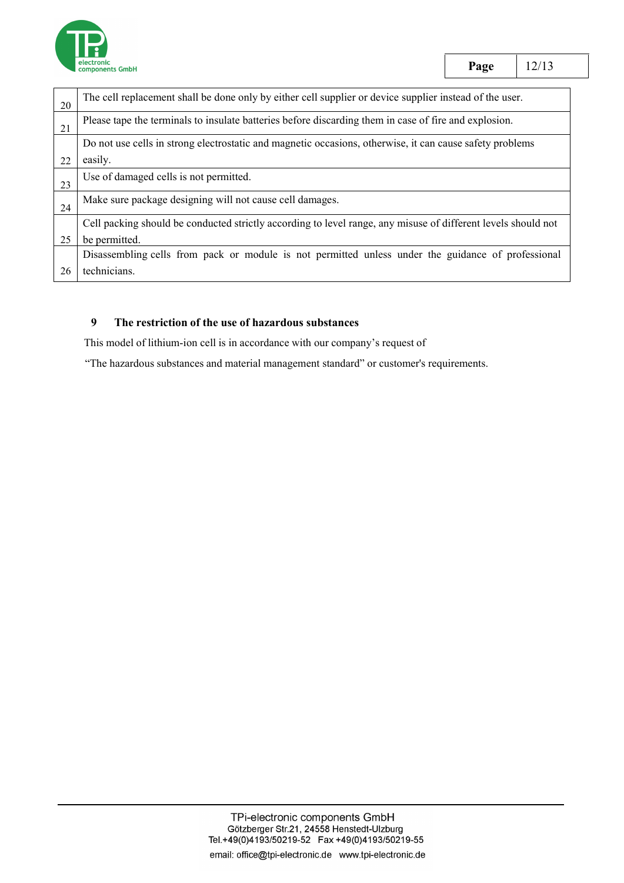| | |
|---|---|
| 20 | The cell replacement shall be done only by either cell supplier or device supplier instead of the user. |
| 21 | Please tape the terminals to insulate batteries before discarding them in case of fire and explosion. |
| 22 | Do not use cells in strong electrostatic and magnetic occasions, otherwise, it can cause safety problems easily. |
| 23 | Use of damaged cells is not permitted. |
| 24 | Make sure package designing will not cause cell damages. |
| 25 | Cell packing should be conducted strictly according to level range, any misuse of different levels should not be permitted. |
| 26 | Disassembling cells from pack or module is not permitted unless under the guidance of professional technicians. |

## 9 The restriction of the use of hazardous substances

This model of lithium-ion cell is in accordance with our company's request of

"The hazardous substances and material management standard" or customer's requirements.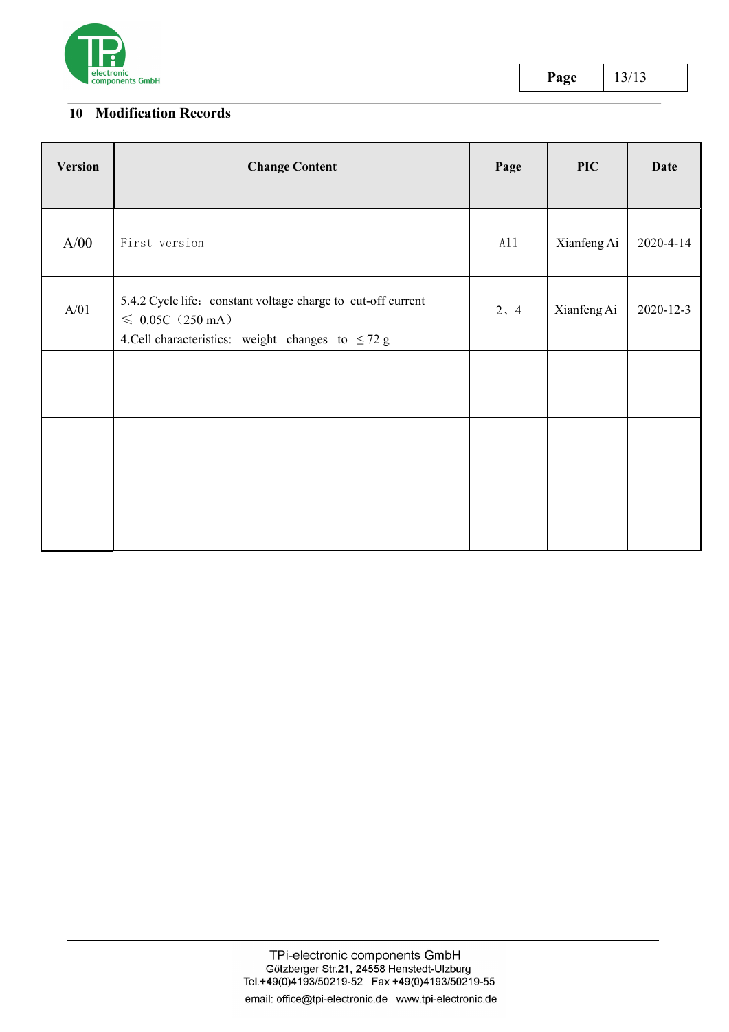## 10 Modification Records

| Version | Change Content | Page | PIC | Date |
|---|---|---|---|---|
| A/00 | First version | All | Xianfeng Ai | 2020-4-14 |
| A/01 | 5.4.2 Cycle life：constant voltage charge to cut-off current ≤ 0.05C（250 mA）<br>4.Cell characteristics: weight changes to ≤72 g | 2、4 | Xianfeng Ai | 2020-12-3 |
| | | | | |
| | | | | |
| | | | | |

TPi-electronic components GmbH
Götzberger Str.21, 24558 Henstedt-Ulzburg
Tel.+49(0)4193/50219-52 Fax +49(0)4193/50219-55
email: office@tpi-electronic.de www.tpi-electronic.de